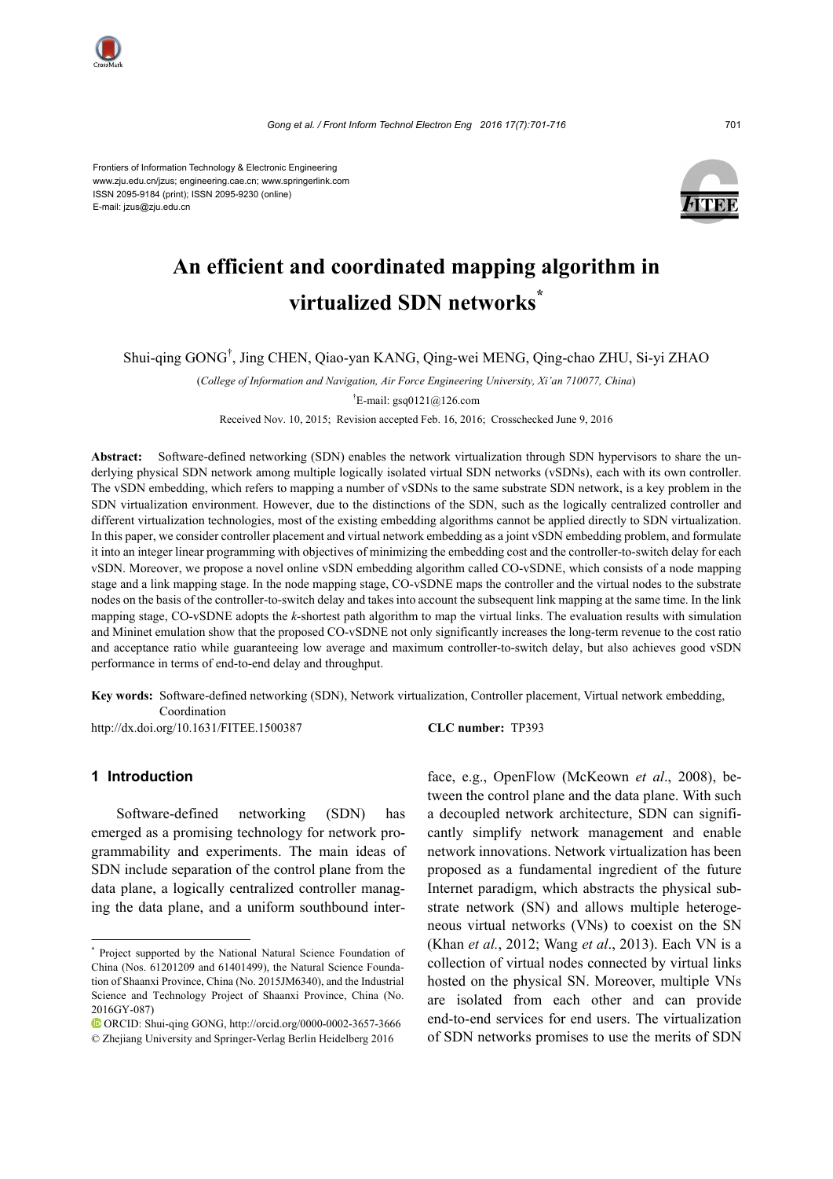Frontiers of Information Technology & Electronic Engineering
www.zju.edu.cn/jzus; engineering.cae.cn; www.springerlink.com
ISSN 2095-9184 (print); ISSN 2095-9230 (online)
E-mail: jzus@zju.edu.cn

# An efficient and coordinated mapping algorithm in virtualized SDN networks*

Shui-qing GONG†, Jing CHEN, Qiao-yan KANG, Qing-wei MENG, Qing-chao ZHU, Si-yi ZHAO

(*College of Information and Navigation, Air Force Engineering University, Xi'an 710077, China*)

†E-mail: gsq0121@126.com

Received Nov. 10, 2015; Revision accepted Feb. 16, 2016; Crosschecked June 9, 2016

**Abstract:** Software-defined networking (SDN) enables the network virtualization through SDN hypervisors to share the underlying physical SDN network among multiple logically isolated virtual SDN networks (vSDNs), each with its own controller. The vSDN embedding, which refers to mapping a number of vSDNs to the same substrate SDN network, is a key problem in the SDN virtualization environment. However, due to the distinctions of the SDN, such as the logically centralized controller and different virtualization technologies, most of the existing embedding algorithms cannot be applied directly to SDN virtualization. In this paper, we consider controller placement and virtual network embedding as a joint vSDN embedding problem, and formulate it into an integer linear programming with objectives of minimizing the embedding cost and the controller-to-switch delay for each vSDN. Moreover, we propose a novel online vSDN embedding algorithm called CO-vSDNE, which consists of a node mapping stage and a link mapping stage. In the node mapping stage, CO-vSDNE maps the controller and the virtual nodes to the substrate nodes on the basis of the controller-to-switch delay and takes into account the subsequent link mapping at the same time. In the link mapping stage, CO-vSDNE adopts the $k$-shortest path algorithm to map the virtual links. The evaluation results with simulation and Mininet emulation show that the proposed CO-vSDNE not only significantly increases the long-term revenue to the cost ratio and acceptance ratio while guaranteeing low average and maximum controller-to-switch delay, but also achieves good vSDN performance in terms of end-to-end delay and throughput.

**Key words:** Software-defined networking (SDN), Network virtualization, Controller placement, Virtual network embedding, Coordination

http://dx.doi.org/10.1631/FITEE.1500387 **CLC number:** TP393

## 1 Introduction

Software-defined networking (SDN) has emerged as a promising technology for network programmability and experiments. The main ideas of SDN include separation of the control plane from the data plane, a logically centralized controller managing the data plane, and a uniform southbound interface, e.g., OpenFlow (McKeown *et al*., 2008), between the control plane and the data plane. With such a decoupled network architecture, SDN can significantly simplify network management and enable network innovations. Network virtualization has been proposed as a fundamental ingredient of the future Internet paradigm, which abstracts the physical substrate network (SN) and allows multiple heterogeneous virtual networks (VNs) to coexist on the SN (Khan *et al*., 2012; Wang *et al*., 2013). Each VN is a collection of virtual nodes connected by virtual links hosted on the physical SN. Moreover, multiple VNs are isolated from each other and can provide end-to-end services for end users. The virtualization of SDN networks promises to use the merits of SDN

---

* Project supported by the National Natural Science Foundation of China (Nos. 61201209 and 61401499), the Natural Science Foundation of Shaanxi Province, China (No. 2015JM6340), and the Industrial Science and Technology Project of Shaanxi Province, China (No. 2016GY-087)

ORCID: Shui-qing GONG, http://orcid.org/0000-0002-3657-3666

© Zhejiang University and Springer-Verlag Berlin Heidelberg 2016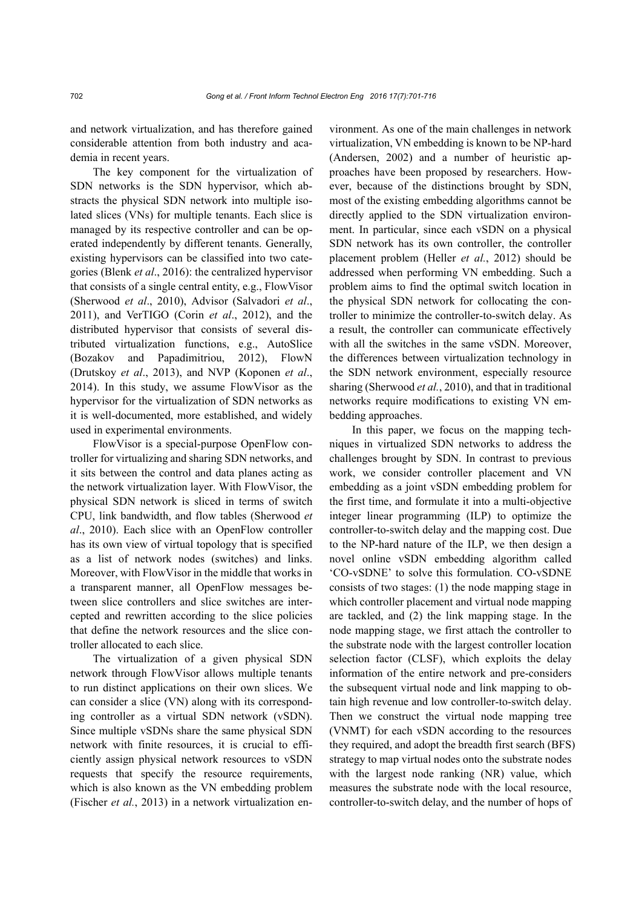and network virtualization, and has therefore gained considerable attention from both industry and academia in recent years.

The key component for the virtualization of SDN networks is the SDN hypervisor, which abstracts the physical SDN network into multiple isolated slices (VNs) for multiple tenants. Each slice is managed by its respective controller and can be operated independently by different tenants. Generally, existing hypervisors can be classified into two categories (Blenk *et al*., 2016): the centralized hypervisor that consists of a single central entity, e.g., FlowVisor (Sherwood *et al*., 2010), Advisor (Salvadori *et al*., 2011), and VerTIGO (Corin *et al*., 2012), and the distributed hypervisor that consists of several distributed virtualization functions, e.g., AutoSlice (Bozakov and Papadimitriou, 2012), FlowN (Drutskoy *et al*., 2013), and NVP (Koponen *et al*., 2014). In this study, we assume FlowVisor as the hypervisor for the virtualization of SDN networks as it is well-documented, more established, and widely used in experimental environments.

FlowVisor is a special-purpose OpenFlow controller for virtualizing and sharing SDN networks, and it sits between the control and data planes acting as the network virtualization layer. With FlowVisor, the physical SDN network is sliced in terms of switch CPU, link bandwidth, and flow tables (Sherwood *et al*., 2010). Each slice with an OpenFlow controller has its own view of virtual topology that is specified as a list of network nodes (switches) and links. Moreover, with FlowVisor in the middle that works in a transparent manner, all OpenFlow messages between slice controllers and slice switches are intercepted and rewritten according to the slice policies that define the network resources and the slice controller allocated to each slice.

The virtualization of a given physical SDN network through FlowVisor allows multiple tenants to run distinct applications on their own slices. We can consider a slice (VN) along with its corresponding controller as a virtual SDN network (vSDN). Since multiple vSDNs share the same physical SDN network with finite resources, it is crucial to efficiently assign physical network resources to vSDN requests that specify the resource requirements, which is also known as the VN embedding problem (Fischer *et al.*, 2013) in a network virtualization environment. As one of the main challenges in network virtualization, VN embedding is known to be NP-hard (Andersen, 2002) and a number of heuristic approaches have been proposed by researchers. However, because of the distinctions brought by SDN, most of the existing embedding algorithms cannot be directly applied to the SDN virtualization environment. In particular, since each vSDN on a physical SDN network has its own controller, the controller placement problem (Heller *et al.*, 2012) should be addressed when performing VN embedding. Such a problem aims to find the optimal switch location in the physical SDN network for collocating the controller to minimize the controller-to-switch delay. As a result, the controller can communicate effectively with all the switches in the same vSDN. Moreover, the differences between virtualization technology in the SDN network environment, especially resource sharing (Sherwood *et al.*, 2010), and that in traditional networks require modifications to existing VN embedding approaches.

In this paper, we focus on the mapping techniques in virtualized SDN networks to address the challenges brought by SDN. In contrast to previous work, we consider controller placement and VN embedding as a joint vSDN embedding problem for the first time, and formulate it into a multi-objective integer linear programming (ILP) to optimize the controller-to-switch delay and the mapping cost. Due to the NP-hard nature of the ILP, we then design a novel online vSDN embedding algorithm called 'CO-vSDNE' to solve this formulation. CO-vSDNE consists of two stages: (1) the node mapping stage in which controller placement and virtual node mapping are tackled, and (2) the link mapping stage. In the node mapping stage, we first attach the controller to the substrate node with the largest controller location selection factor (CLSF), which exploits the delay information of the entire network and pre-considers the subsequent virtual node and link mapping to obtain high revenue and low controller-to-switch delay. Then we construct the virtual node mapping tree (VNMT) for each vSDN according to the resources they required, and adopt the breadth first search (BFS) strategy to map virtual nodes onto the substrate nodes with the largest node ranking (NR) value, which measures the substrate node with the local resource, controller-to-switch delay, and the number of hops of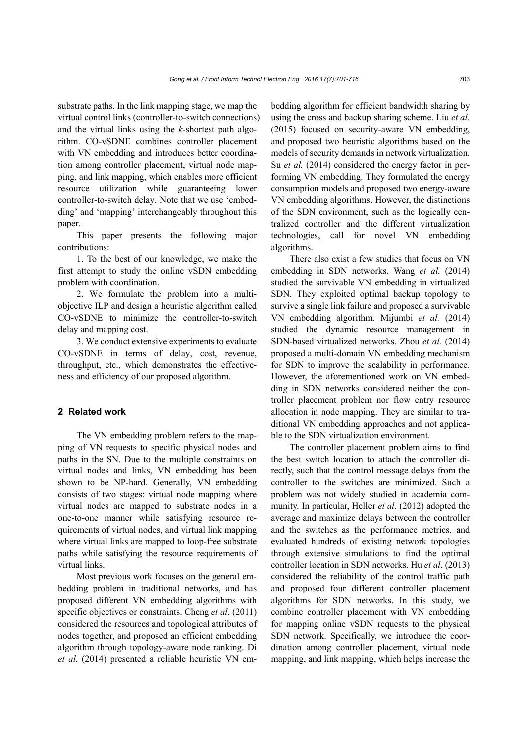substrate paths. In the link mapping stage, we map the virtual control links (controller-to-switch connections) and the virtual links using the *k*-shortest path algorithm. CO-vSDNE combines controller placement with VN embedding and introduces better coordination among controller placement, virtual node mapping, and link mapping, which enables more efficient resource utilization while guaranteeing lower controller-to-switch delay. Note that we use 'embedding' and 'mapping' interchangeably throughout this paper.

This paper presents the following major contributions:

1. To the best of our knowledge, we make the first attempt to study the online vSDN embedding problem with coordination.

2. We formulate the problem into a multi-objective ILP and design a heuristic algorithm called CO-vSDNE to minimize the controller-to-switch delay and mapping cost.

3. We conduct extensive experiments to evaluate CO-vSDNE in terms of delay, cost, revenue, throughput, etc., which demonstrates the effectiveness and efficiency of our proposed algorithm.

## 2 Related work

The VN embedding problem refers to the mapping of VN requests to specific physical nodes and paths in the SN. Due to the multiple constraints on virtual nodes and links, VN embedding has been shown to be NP-hard. Generally, VN embedding consists of two stages: virtual node mapping where virtual nodes are mapped to substrate nodes in a one-to-one manner while satisfying resource requirements of virtual nodes, and virtual link mapping where virtual links are mapped to loop-free substrate paths while satisfying the resource requirements of virtual links.

Most previous work focuses on the general embedding problem in traditional networks, and has proposed different VN embedding algorithms with specific objectives or constraints. Cheng *et al*. (2011) considered the resources and topological attributes of nodes together, and proposed an efficient embedding algorithm through topology-aware node ranking. Di *et al.* (2014) presented a reliable heuristic VN embedding algorithm for efficient bandwidth sharing by using the cross and backup sharing scheme. Liu *et al.* (2015) focused on security-aware VN embedding, and proposed two heuristic algorithms based on the models of security demands in network virtualization. Su *et al.* (2014) considered the energy factor in performing VN embedding. They formulated the energy consumption models and proposed two energy-aware VN embedding algorithms. However, the distinctions of the SDN environment, such as the logically centralized controller and the different virtualization technologies, call for novel VN embedding algorithms.

There also exist a few studies that focus on VN embedding in SDN networks. Wang *et al.* (2014) studied the survivable VN embedding in virtualized SDN. They exploited optimal backup topology to survive a single link failure and proposed a survivable VN embedding algorithm. Mijumbi *et al.* (2014) studied the dynamic resource management in SDN-based virtualized networks. Zhou *et al.* (2014) proposed a multi-domain VN embedding mechanism for SDN to improve the scalability in performance. However, the aforementioned work on VN embedding in SDN networks considered neither the controller placement problem nor flow entry resource allocation in node mapping. They are similar to traditional VN embedding approaches and not applicable to the SDN virtualization environment.

The controller placement problem aims to find the best switch location to attach the controller directly, such that the control message delays from the controller to the switches are minimized. Such a problem was not widely studied in academia community. In particular, Heller *et al*. (2012) adopted the average and maximize delays between the controller and the switches as the performance metrics, and evaluated hundreds of existing network topologies through extensive simulations to find the optimal controller location in SDN networks. Hu *et al*. (2013) considered the reliability of the control traffic path and proposed four different controller placement algorithms for SDN networks. In this study, we combine controller placement with VN embedding for mapping online vSDN requests to the physical SDN network. Specifically, we introduce the coordination among controller placement, virtual node mapping, and link mapping, which helps increase the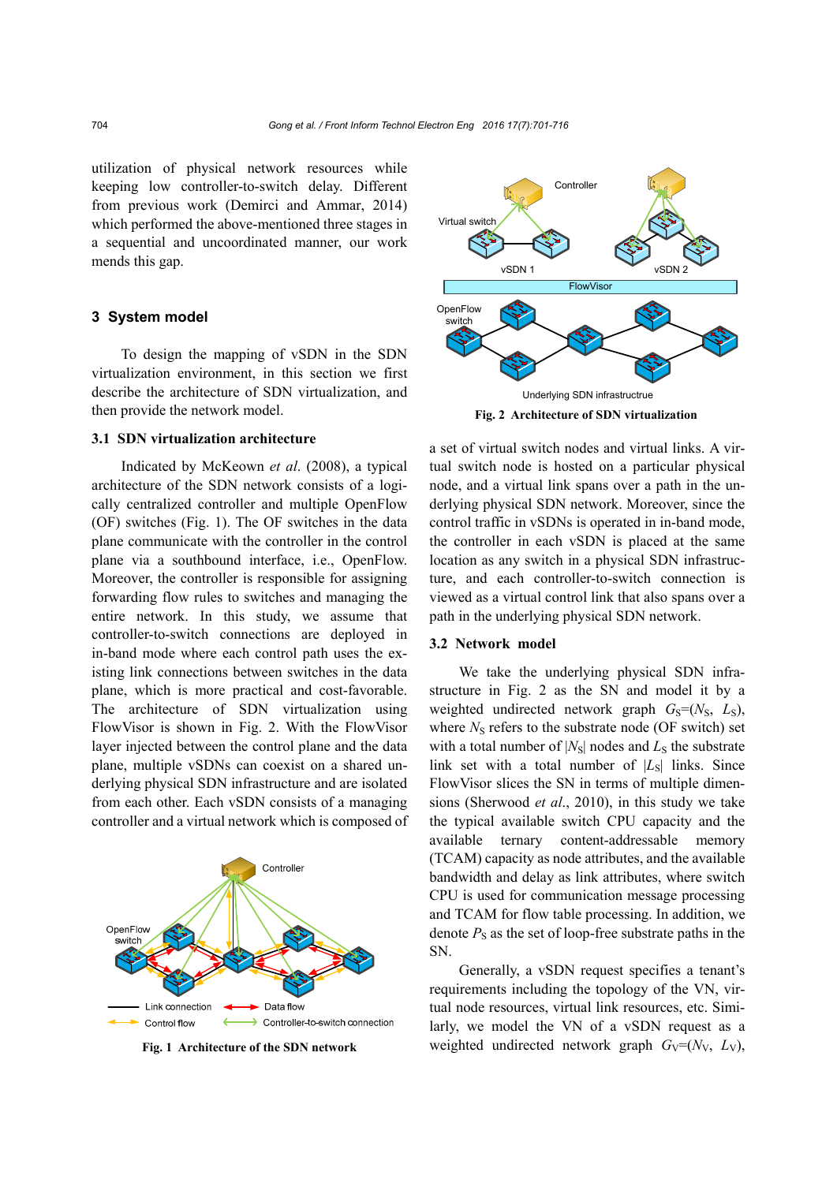utilization of physical network resources while keeping low controller-to-switch delay. Different from previous work (Demirci and Ammar, 2014) which performed the above-mentioned three stages in a sequential and uncoordinated manner, our work mends this gap.

## 3 System model

To design the mapping of vSDN in the SDN virtualization environment, in this section we first describe the architecture of SDN virtualization, and then provide the network model.

### 3.1 SDN virtualization architecture

Indicated by McKeown *et al*. (2008), a typical architecture of the SDN network consists of a logically centralized controller and multiple OpenFlow (OF) switches (Fig. 1). The OF switches in the data plane communicate with the controller in the control plane via a southbound interface, i.e., OpenFlow. Moreover, the controller is responsible for assigning forwarding flow rules to switches and managing the entire network. In this study, we assume that controller-to-switch connections are deployed in in-band mode where each control path uses the existing link connections between switches in the data plane, which is more practical and cost-favorable. The architecture of SDN virtualization using FlowVisor is shown in Fig. 2. With the FlowVisor layer injected between the control plane and the data plane, multiple vSDNs can coexist on a shared underlying physical SDN infrastructure and are isolated from each other. Each vSDN consists of a managing controller and a virtual network which is composed of a set of virtual switch nodes and virtual links. A virtual switch node is hosted on a particular physical node, and a virtual link spans over a path in the underlying physical SDN network. Moreover, since the control traffic in vSDNs is operated in in-band mode, the controller in each vSDN is placed at the same location as any switch in a physical SDN infrastructure, and each controller-to-switch connection is viewed as a virtual control link that also spans over a path in the underlying physical SDN network.

**Fig. 1 Architecture of the SDN network**

**Fig. 2 Architecture of SDN virtualization**

### 3.2 Network model

We take the underlying physical SDN infrastructure in Fig. 2 as the SN and model it by a weighted undirected network graph $G_S=(N_S, L_S)$, where $N_S$ refers to the substrate node (OF switch) set with a total number of $|N_S|$ nodes and $L_S$ the substrate link set with a total number of $|L_S|$ links. Since FlowVisor slices the SN in terms of multiple dimensions (Sherwood *et al*., 2010), in this study we take the typical available switch CPU capacity and the available ternary content-addressable memory (TCAM) capacity as node attributes, and the available bandwidth and delay as link attributes, where switch CPU is used for communication message processing and TCAM for flow table processing. In addition, we denote $P_S$ as the set of loop-free substrate paths in the SN.

Generally, a vSDN request specifies a tenant's requirements including the topology of the VN, virtual node resources, virtual link resources, etc. Similarly, we model the VN of a vSDN request as a weighted undirected network graph $G_V=(N_V, L_V)$,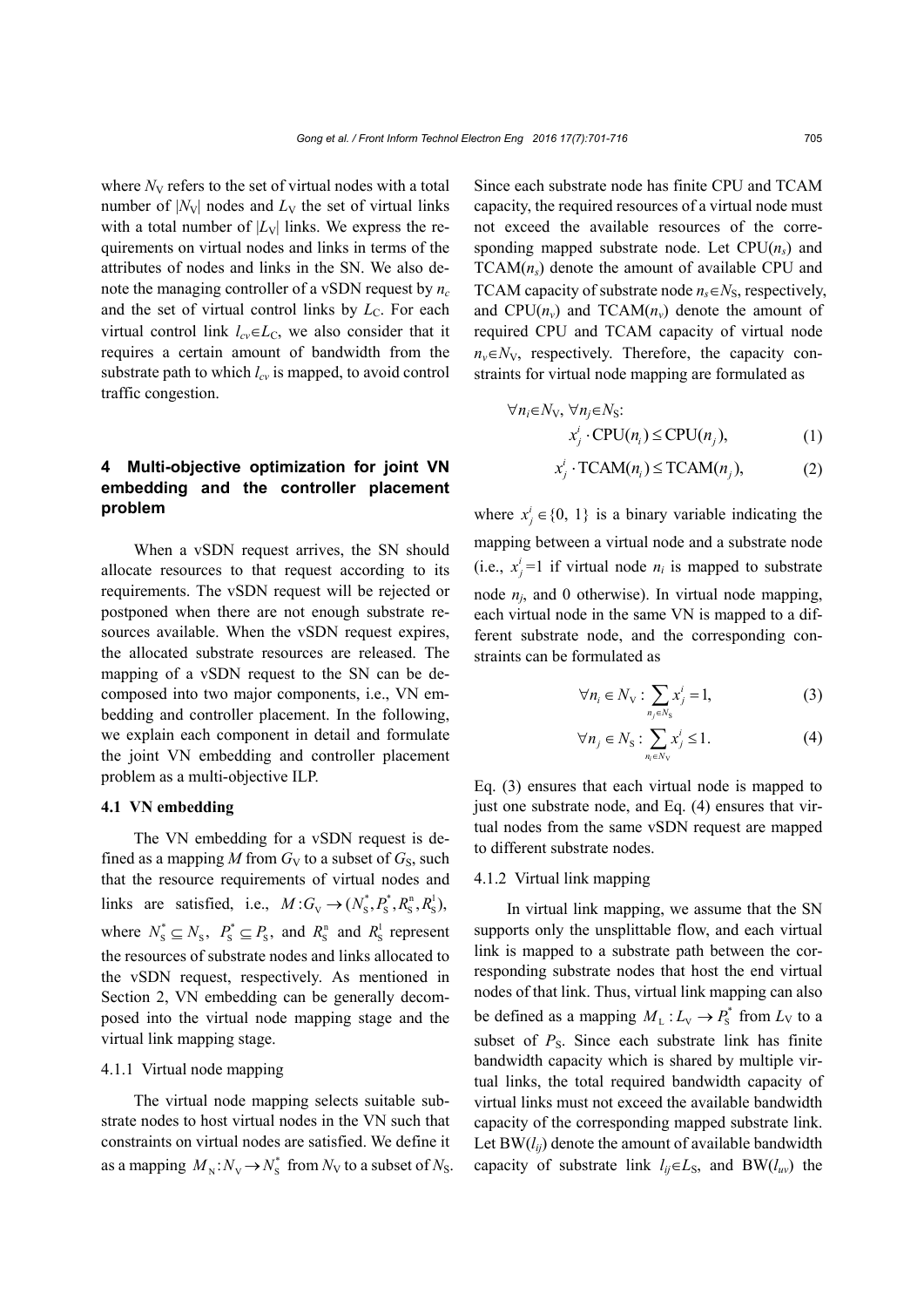where $N_V$ refers to the set of virtual nodes with a total number of $|N_V|$ nodes and $L_V$ the set of virtual links with a total number of $|L_V|$ links. We express the requirements on virtual nodes and links in terms of the attributes of nodes and links in the SN. We also denote the managing controller of a vSDN request by $n_c$ and the set of virtual control links by $L_C$. For each virtual control link $l_{cv}\in L_C$, we also consider that it requires a certain amount of bandwidth from the substrate path to which $l_{cv}$ is mapped, to avoid control traffic congestion.

## 4 Multi-objective optimization for joint VN embedding and the controller placement problem

When a vSDN request arrives, the SN should allocate resources to that request according to its requirements. The vSDN request will be rejected or postponed when there are not enough substrate resources available. When the vSDN request expires, the allocated substrate resources are released. The mapping of a vSDN request to the SN can be decomposed into two major components, i.e., VN embedding and controller placement. In the following, we explain each component in detail and formulate the joint VN embedding and controller placement problem as a multi-objective ILP.

### 4.1 VN embedding

The VN embedding for a vSDN request is defined as a mapping $M$ from $G_V$ to a subset of $G_S$, such that the resource requirements of virtual nodes and links are satisfied, i.e., $M: G_V \rightarrow (N_S^*, P_S^*, R_S^n, R_S^l)$, where $N_S^* \subseteq N_S$, $P_S^* \subseteq P_S$, and $R_S^n$ and $R_S^l$ represent the resources of substrate nodes and links allocated to the vSDN request, respectively. As mentioned in Section 2, VN embedding can be generally decomposed into the virtual node mapping stage and the virtual link mapping stage.

#### 4.1.1 Virtual node mapping

The virtual node mapping selects suitable substrate nodes to host virtual nodes in the VN such that constraints on virtual nodes are satisfied. We define it as a mapping $M_N: N_V \rightarrow N_S^*$ from $N_V$ to a subset of $N_S$. Since each substrate node has finite CPU and TCAM capacity, the required resources of a virtual node must not exceed the available resources of the corresponding mapped substrate node. Let $\text{CPU}(n_s)$ and $\text{TCAM}(n_s)$ denote the amount of available CPU and TCAM capacity of substrate node $n_s\in N_S$, respectively, and $\text{CPU}(n_v)$ and $\text{TCAM}(n_v)$ denote the amount of required CPU and TCAM capacity of virtual node $n_v\in N_V$, respectively. Therefore, the capacity constraints for virtual node mapping are formulated as

$$\forall n_i\in N_V,\ \forall n_j\in N_S:$$

$$x_j^i \cdot \text{CPU}(n_i) \leq \text{CPU}(n_j), \tag{1}$$

$$x_j^i \cdot \text{TCAM}(n_i) \leq \text{TCAM}(n_j), \tag{2}$$

where $x_j^i \in \{0, 1\}$ is a binary variable indicating the mapping between a virtual node and a substrate node (i.e., $x_j^i=1$ if virtual node $n_i$ is mapped to substrate node $n_j$, and 0 otherwise). In virtual node mapping, each virtual node in the same VN is mapped to a different substrate node, and the corresponding constraints can be formulated as

$$\forall n_i \in N_V: \sum_{n_j\in N_S} x_j^i = 1, \tag{3}$$

$$\forall n_j \in N_S: \sum_{n_i\in N_V} x_j^i \leq 1. \tag{4}$$

Eq. (3) ensures that each virtual node is mapped to just one substrate node, and Eq. (4) ensures that virtual nodes from the same vSDN request are mapped to different substrate nodes.

#### 4.1.2 Virtual link mapping

In virtual link mapping, we assume that the SN supports only the unsplittable flow, and each virtual link is mapped to a substrate path between the corresponding substrate nodes that host the end virtual nodes of that link. Thus, virtual link mapping can also be defined as a mapping $M_L: L_V \rightarrow P_S^*$ from $L_V$ to a subset of $P_S$. Since each substrate link has finite bandwidth capacity which is shared by multiple virtual links, the total required bandwidth capacity of virtual links must not exceed the available bandwidth capacity of the corresponding mapped substrate link. Let $\text{BW}(l_{ij})$ denote the amount of available bandwidth capacity of substrate link $l_{ij}\in L_S$, and $\text{BW}(l_{uv})$ the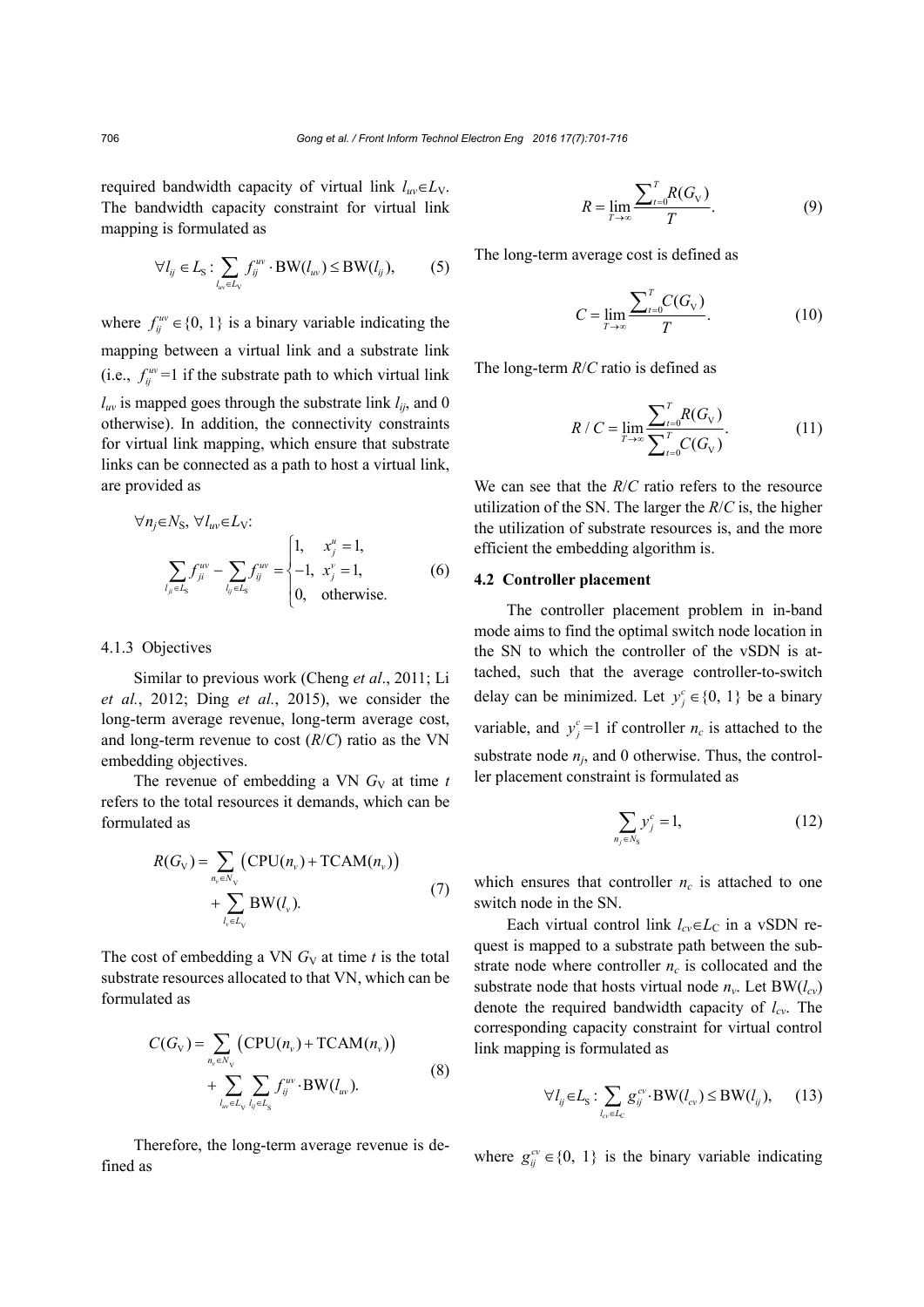required bandwidth capacity of virtual link $l_{uv} \in L_V$. The bandwidth capacity constraint for virtual link mapping is formulated as

$$\forall l_{ij} \in L_S: \sum_{l_{uv} \in L_V} f_{ij}^{uv} \cdot \mathrm{BW}(l_{uv}) \le \mathrm{BW}(l_{ij}), \tag{5}$$

where $f_{ij}^{uv} \in \{0, 1\}$ is a binary variable indicating the mapping between a virtual link and a substrate link (i.e., $f_{ij}^{uv}=1$ if the substrate path to which virtual link $l_{uv}$ is mapped goes through the substrate link $l_{ij}$, and 0 otherwise). In addition, the connectivity constraints for virtual link mapping, which ensure that substrate links can be connected as a path to host a virtual link, are provided as

$$\forall n_j \in N_S,\ \forall l_{uv} \in L_V: \quad \sum_{l_{ji} \in L_S} f_{ji}^{uv} - \sum_{l_{ij} \in L_S} f_{ij}^{uv} = \begin{cases} 1, & x_j^u = 1, \\ -1, & x_j^v = 1, \\ 0, & \text{otherwise.} \end{cases} \tag{6}$$

#### 4.1.3 Objectives

Similar to previous work (Cheng *et al*., 2011; Li *et al*., 2012; Ding *et al*., 2015), we consider the long-term average revenue, long-term average cost, and long-term revenue to cost ($R/C$) ratio as the VN embedding objectives.

The revenue of embedding a VN $G_V$ at time $t$ refers to the total resources it demands, which can be formulated as

$$R(G_V) = \sum_{n_v \in N_V} \left( \mathrm{CPU}(n_v) + \mathrm{TCAM}(n_v) \right) + \sum_{l_v \in L_V} \mathrm{BW}(l_v). \tag{7}$$

The cost of embedding a VN $G_V$ at time $t$ is the total substrate resources allocated to that VN, which can be formulated as

$$C(G_V) = \sum_{n_v \in N_V} \left( \mathrm{CPU}(n_v) + \mathrm{TCAM}(n_v) \right) + \sum_{l_{uv} \in L_V} \sum_{l_{ij} \in L_S} f_{ij}^{uv} \cdot \mathrm{BW}(l_{uv}). \tag{8}$$

Therefore, the long-term average revenue is defined as

$$R = \lim_{T \to \infty} \frac{\sum_{t=0}^{T} R(G_V)}{T}. \tag{9}$$

The long-term average cost is defined as

$$C = \lim_{T \to \infty} \frac{\sum_{t=0}^{T} C(G_V)}{T}. \tag{10}$$

The long-term $R/C$ ratio is defined as

$$R/C = \lim_{T \to \infty} \frac{\sum_{t=0}^{T} R(G_V)}{\sum_{t=0}^{T} C(G_V)}. \tag{11}$$

We can see that the $R/C$ ratio refers to the resource utilization of the SN. The larger the $R/C$ is, the higher the utilization of substrate resources is, and the more efficient the embedding algorithm is.

### 4.2 Controller placement

The controller placement problem in in-band mode aims to find the optimal switch node location in the SN to which the controller of the vSDN is attached, such that the average controller-to-switch delay can be minimized. Let $y_j^c \in \{0, 1\}$ be a binary variable, and $y_j^c=1$ if controller $n_c$ is attached to the substrate node $n_j$, and 0 otherwise. Thus, the controller placement constraint is formulated as

$$\sum_{n_j \in N_S} y_j^c = 1, \tag{12}$$

which ensures that controller $n_c$ is attached to one switch node in the SN.

Each virtual control link $l_{cv} \in L_C$ in a vSDN request is mapped to a substrate path between the substrate node where controller $n_c$ is collocated and the substrate node that hosts virtual node $n_v$. Let $\mathrm{BW}(l_{cv})$ denote the required bandwidth capacity of $l_{cv}$. The corresponding capacity constraint for virtual control link mapping is formulated as

$$\forall l_{ij} \in L_S: \sum_{l_{cv} \in L_C} g_{ij}^{cv} \cdot \mathrm{BW}(l_{cv}) \le \mathrm{BW}(l_{ij}), \tag{13}$$

where $g_{ij}^{cv} \in \{0, 1\}$ is the binary variable indicating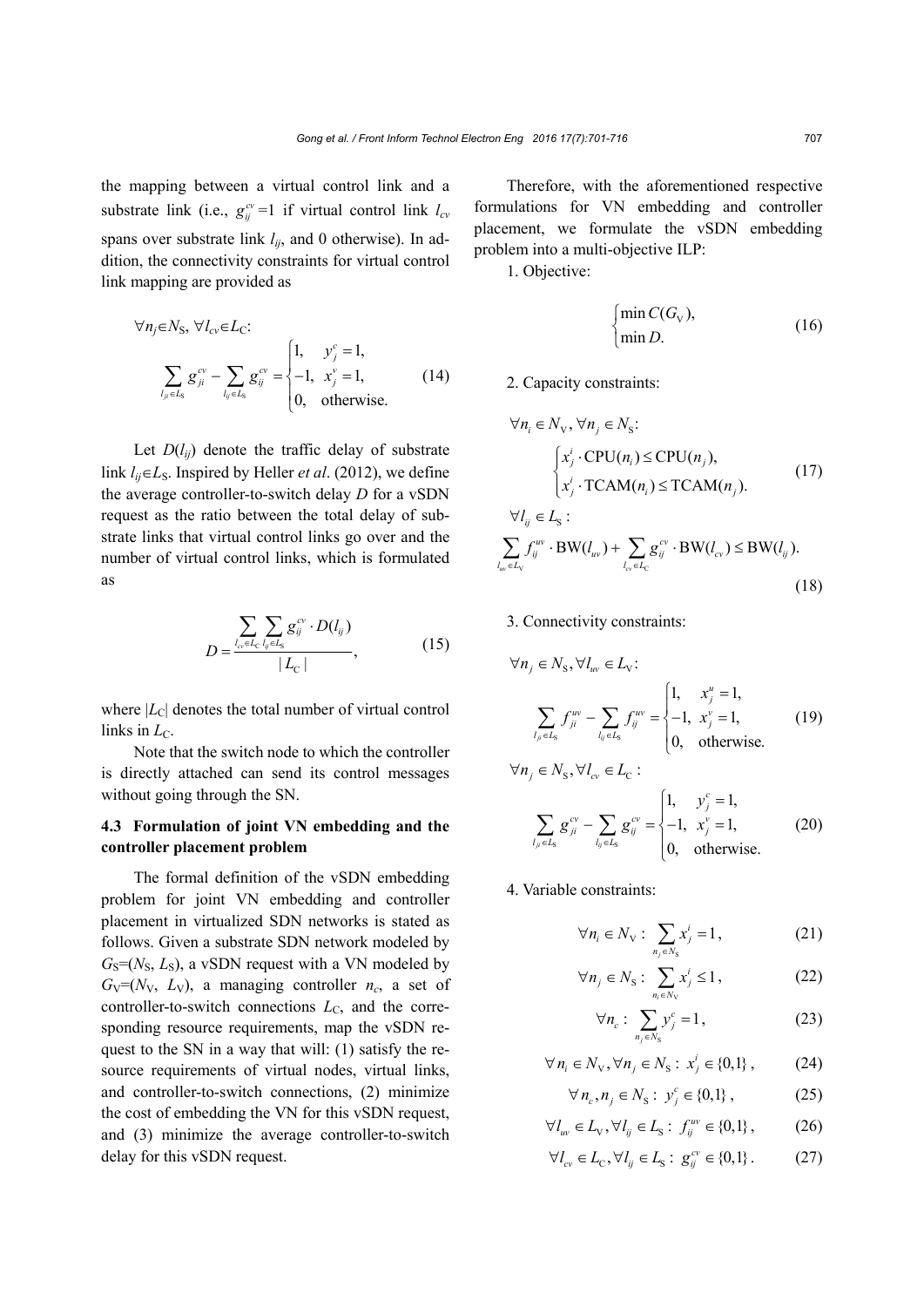the mapping between a virtual control link and a substrate link (i.e., $g_{ij}^{cv}=1$ if virtual control link $l_{cv}$ spans over substrate link $l_{ij}$, and 0 otherwise). In addition, the connectivity constraints for virtual control link mapping are provided as

$$\forall n_j \in N_S, \forall l_{cv} \in L_C: \quad \sum_{l_{ji}\in L_S} g_{ji}^{cv} - \sum_{l_{ij}\in L_S} g_{ij}^{cv} = \begin{cases} 1, & y_j^c = 1, \\ -1, & x_j^v = 1, \\ 0, & \text{otherwise}. \end{cases} \tag{14}$$

Let $D(l_{ij})$ denote the traffic delay of substrate link $l_{ij} \in L_S$. Inspired by Heller *et al*. (2012), we define the average controller-to-switch delay $D$ for a vSDN request as the ratio between the total delay of substrate links that virtual control links go over and the number of virtual control links, which is formulated as

$$D = \frac{\sum_{l_{cv}\in L_C} \sum_{l_{ij}\in L_S} g_{ij}^{cv} \cdot D(l_{ij})}{|L_C|}, \tag{15}$$

where $|L_C|$ denotes the total number of virtual control links in $L_C$.

Note that the switch node to which the controller is directly attached can send its control messages without going through the SN.

### 4.3 Formulation of joint VN embedding and the controller placement problem

The formal definition of the vSDN embedding problem for joint VN embedding and controller placement in virtualized SDN networks is stated as follows. Given a substrate SDN network modeled by $G_S=(N_S, L_S)$, a vSDN request with a VN modeled by $G_V=(N_V, L_V)$, a managing controller $n_c$, a set of controller-to-switch connections $L_C$, and the corresponding resource requirements, map the vSDN request to the SN in a way that will: (1) satisfy the resource requirements of virtual nodes, virtual links, and controller-to-switch connections, (2) minimize the cost of embedding the VN for this vSDN request, and (3) minimize the average controller-to-switch delay for this vSDN request.

Therefore, with the aforementioned respective formulations for VN embedding and controller placement, we formulate the vSDN embedding problem into a multi-objective ILP:

1. Objective:

$$\begin{cases} \min C(G_V), \\ \min D. \end{cases} \tag{16}$$

2. Capacity constraints:

$$\forall n_i \in N_V, \forall n_j \in N_S: \quad \begin{cases} x_j^i \cdot \mathrm{CPU}(n_i) \le \mathrm{CPU}(n_j), \\ x_j^i \cdot \mathrm{TCAM}(n_i) \le \mathrm{TCAM}(n_j). \end{cases} \tag{17}$$

$$\forall l_{ij} \in L_S: \quad \sum_{l_{uv}\in L_V} f_{ij}^{uv} \cdot \mathrm{BW}(l_{uv}) + \sum_{l_{cv}\in L_C} g_{ij}^{cv} \cdot \mathrm{BW}(l_{cv}) \le \mathrm{BW}(l_{ij}). \tag{18}$$

3. Connectivity constraints:

$$\forall n_j \in N_S, \forall l_{uv} \in L_V: \quad \sum_{l_{ji}\in L_S} f_{ji}^{uv} - \sum_{l_{ij}\in L_S} f_{ij}^{uv} = \begin{cases} 1, & x_j^u = 1, \\ -1, & x_j^v = 1, \\ 0, & \text{otherwise}. \end{cases} \tag{19}$$

$$\forall n_j \in N_S, \forall l_{cv} \in L_C: \quad \sum_{l_{ji}\in L_S} g_{ji}^{cv} - \sum_{l_{ij}\in L_S} g_{ij}^{cv} = \begin{cases} 1, & y_j^c = 1, \\ -1, & x_j^v = 1, \\ 0, & \text{otherwise}. \end{cases} \tag{20}$$

4. Variable constraints:

$$\forall n_i \in N_V: \sum_{n_j\in N_S} x_j^i = 1, \tag{21}$$

$$\forall n_j \in N_S: \sum_{n_i\in N_V} x_j^i \le 1, \tag{22}$$

$$\forall n_c: \sum_{n_j\in N_S} y_j^c = 1, \tag{23}$$

$$\forall n_i \in N_V, \forall n_j \in N_S: x_j^i \in \{0,1\}, \tag{24}$$

$$\forall n_c, n_j \in N_S: y_j^c \in \{0,1\}, \tag{25}$$

$$\forall l_{uv} \in L_V, \forall l_{ij} \in L_S: f_{ij}^{uv} \in \{0,1\}, \tag{26}$$

$$\forall l_{cv} \in L_C, \forall l_{ij} \in L_S: g_{ij}^{cv} \in \{0,1\}. \tag{27}$$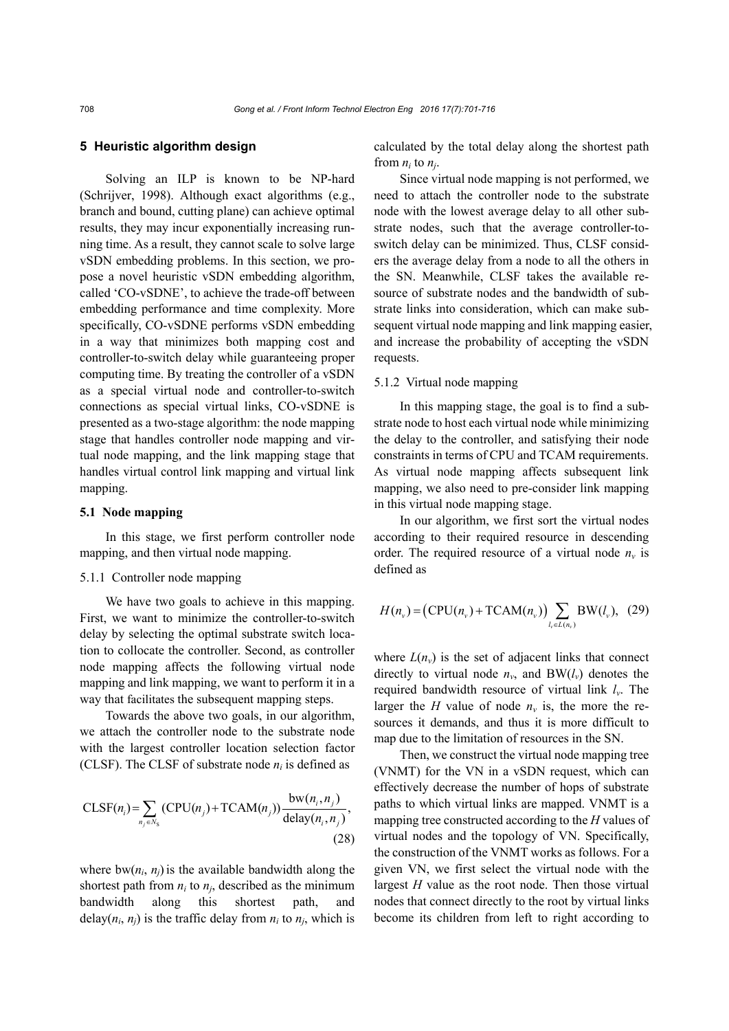## 5 Heuristic algorithm design

Solving an ILP is known to be NP-hard (Schrijver, 1998). Although exact algorithms (e.g., branch and bound, cutting plane) can achieve optimal results, they may incur exponentially increasing running time. As a result, they cannot scale to solve large vSDN embedding problems. In this section, we propose a novel heuristic vSDN embedding algorithm, called 'CO-vSDNE', to achieve the trade-off between embedding performance and time complexity. More specifically, CO-vSDNE performs vSDN embedding in a way that minimizes both mapping cost and controller-to-switch delay while guaranteeing proper computing time. By treating the controller of a vSDN as a special virtual node and controller-to-switch connections as special virtual links, CO-vSDNE is presented as a two-stage algorithm: the node mapping stage that handles controller node mapping and virtual node mapping, and the link mapping stage that handles virtual control link mapping and virtual link mapping.

### 5.1 Node mapping

In this stage, we first perform controller node mapping, and then virtual node mapping.

#### 5.1.1 Controller node mapping

We have two goals to achieve in this mapping. First, we want to minimize the controller-to-switch delay by selecting the optimal substrate switch location to collocate the controller. Second, as controller node mapping affects the following virtual node mapping and link mapping, we want to perform it in a way that facilitates the subsequent mapping steps.

Towards the above two goals, in our algorithm, we attach the controller node to the substrate node with the largest controller location selection factor (CLSF). The CLSF of substrate node $n_i$ is defined as

$$\mathrm{CLSF}(n_i) = \sum_{n_j \in N_\mathrm{S}} (\mathrm{CPU}(n_j) + \mathrm{TCAM}(n_j)) \frac{\mathrm{bw}(n_i, n_j)}{\mathrm{delay}(n_i, n_j)}, \tag{28}$$

where $\mathrm{bw}(n_i, n_j)$ is the available bandwidth along the shortest path from $n_i$ to $n_j$, described as the minimum bandwidth along this shortest path, and $\mathrm{delay}(n_i, n_j)$ is the traffic delay from $n_i$ to $n_j$, which is calculated by the total delay along the shortest path from $n_i$ to $n_j$.

Since virtual node mapping is not performed, we need to attach the controller node to the substrate node with the lowest average delay to all other substrate nodes, such that the average controller-to-switch delay can be minimized. Thus, CLSF considers the average delay from a node to all the others in the SN. Meanwhile, CLSF takes the available resource of substrate nodes and the bandwidth of substrate links into consideration, which can make subsequent virtual node mapping and link mapping easier, and increase the probability of accepting the vSDN requests.

#### 5.1.2 Virtual node mapping

In this mapping stage, the goal is to find a substrate node to host each virtual node while minimizing the delay to the controller, and satisfying their node constraints in terms of CPU and TCAM requirements. As virtual node mapping affects subsequent link mapping, we also need to pre-consider link mapping in this virtual node mapping stage.

In our algorithm, we first sort the virtual nodes according to their required resource in descending order. The required resource of a virtual node $n_v$ is defined as

$$H(n_v) = \left(\mathrm{CPU}(n_v) + \mathrm{TCAM}(n_v)\right) \sum_{l_v \in L(n_v)} \mathrm{BW}(l_v), \tag{29}$$

where $L(n_v)$ is the set of adjacent links that connect directly to virtual node $n_v$, and $\mathrm{BW}(l_v)$ denotes the required bandwidth resource of virtual link $l_v$. The larger the $H$ value of node $n_v$ is, the more the resources it demands, and thus it is more difficult to map due to the limitation of resources in the SN.

Then, we construct the virtual node mapping tree (VNMT) for the VN in a vSDN request, which can effectively decrease the number of hops of substrate paths to which virtual links are mapped. VNMT is a mapping tree constructed according to the $H$ values of virtual nodes and the topology of VN. Specifically, the construction of the VNMT works as follows. For a given VN, we first select the virtual node with the largest $H$ value as the root node. Then those virtual nodes that connect directly to the root by virtual links become its children from left to right according to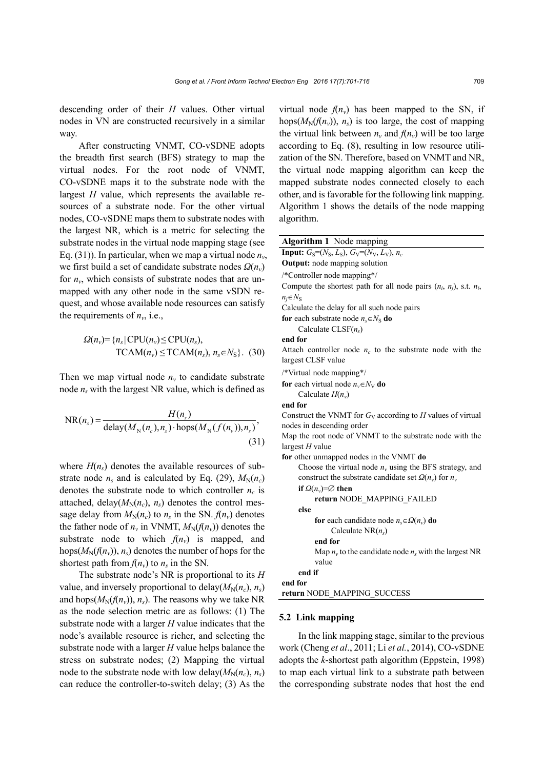descending order of their $H$ values. Other virtual nodes in VN are constructed recursively in a similar way.

After constructing VNMT, CO-vSDNE adopts the breadth first search (BFS) strategy to map the virtual nodes. For the root node of VNMT, CO-vSDNE maps it to the substrate node with the largest $H$ value, which represents the available resources of a substrate node. For the other virtual nodes, CO-vSDNE maps them to substrate nodes with the largest NR, which is a metric for selecting the substrate nodes in the virtual node mapping stage (see Eq. (31)). In particular, when we map a virtual node $n_v$, we first build a set of candidate substrate nodes $\Omega(n_v)$ for $n_v$, which consists of substrate nodes that are unmapped with any other node in the same vSDN request, and whose available node resources can satisfy the requirements of $n_v$, i.e.,

$$\Omega(n_v)=\{n_s \mid \text{CPU}(n_v) \le \text{CPU}(n_s), \text{TCAM}(n_v) \le \text{TCAM}(n_s), n_s \in N_\text{S}\}. \quad (30)$$

Then we map virtual node $n_v$ to candidate substrate node $n_s$ with the largest NR value, which is defined as

$$\text{NR}(n_s)=\frac{H(n_s)}{\text{delay}(M_\text{N}(n_c),n_s)\cdot \text{hops}(M_\text{N}(f(n_v)),n_s)}, \quad (31)$$

where $H(n_s)$ denotes the available resources of substrate node $n_s$ and is calculated by Eq. (29), $M_\text{N}(n_c)$ denotes the substrate node to which controller $n_c$ is attached, delay($M_\text{N}(n_c)$, $n_s$) denotes the control message delay from $M_\text{N}(n_c)$ to $n_s$ in the SN. $f(n_v)$ denotes the father node of $n_v$ in VNMT, $M_\text{N}(f(n_v))$ denotes the substrate node to which $f(n_v)$ is mapped, and hops($M_\text{N}(f(n_v))$, $n_s$) denotes the number of hops for the shortest path from $f(n_v)$ to $n_s$ in the SN.

The substrate node's NR is proportional to its $H$ value, and inversely proportional to delay($M_\text{N}(n_c)$, $n_s$) and hops($M_\text{N}(f(n_v))$, $n_s$). The reasons why we take NR as the node selection metric are as follows: (1) The substrate node with a larger $H$ value indicates that the node's available resource is richer, and selecting the substrate node with a larger $H$ value helps balance the stress on substrate nodes; (2) Mapping the virtual node to the substrate node with low delay($M_\text{N}(n_c)$, $n_s$) can reduce the controller-to-switch delay; (3) As the virtual node $f(n_v)$ has been mapped to the SN, if hops($M_\text{N}(f(n_v))$, $n_s$) is too large, the cost of mapping the virtual link between $n_v$ and $f(n_v)$ will be too large according to Eq. (8), resulting in low resource utilization of the SN. Therefore, based on VNMT and NR, the virtual node mapping algorithm can keep the mapped substrate nodes connected closely to each other, and is favorable for the following link mapping. Algorithm 1 shows the details of the node mapping algorithm.

**Algorithm 1** Node mapping

```
Input: G_S=(N_S, L_S), G_V=(N_V, L_V), n_c
Output: node mapping solution
/*Controller node mapping*/
Compute the shortest path for all node pairs (n_i, n_j), s.t. n_i, n_j∈N_S
Calculate the delay for all such node pairs
for each substrate node n_s∈N_S do
    Calculate CLSF(n_s)
end for
Attach controller node n_c to the substrate node with the largest CLSF value
/*Virtual node mapping*/
for each virtual node n_v∈N_V do
    Calculate H(n_v)
end for
Construct the VNMT for G_V according to H values of virtual nodes in descending order
Map the root node of VNMT to the substrate node with the largest H value
for other unmapped nodes in the VNMT do
    Choose the virtual node n_v using the BFS strategy, and construct the substrate candidate set Ω(n_v) for n_v
    if Ω(n_v)=∅ then
        return NODE_MAPPING_FAILED
    else
        for each candidate node n_s∈Ω(n_v) do
            Calculate NR(n_s)
        end for
        Map n_v to the candidate node n_s with the largest NR value
    end if
end for
return NODE_MAPPING_SUCCESS
```

### 5.2 Link mapping

In the link mapping stage, similar to the previous work (Cheng *et al*., 2011; Li *et al.*, 2014), CO-vSDNE adopts the $k$-shortest path algorithm (Eppstein, 1998) to map each virtual link to a substrate path between the corresponding substrate nodes that host the end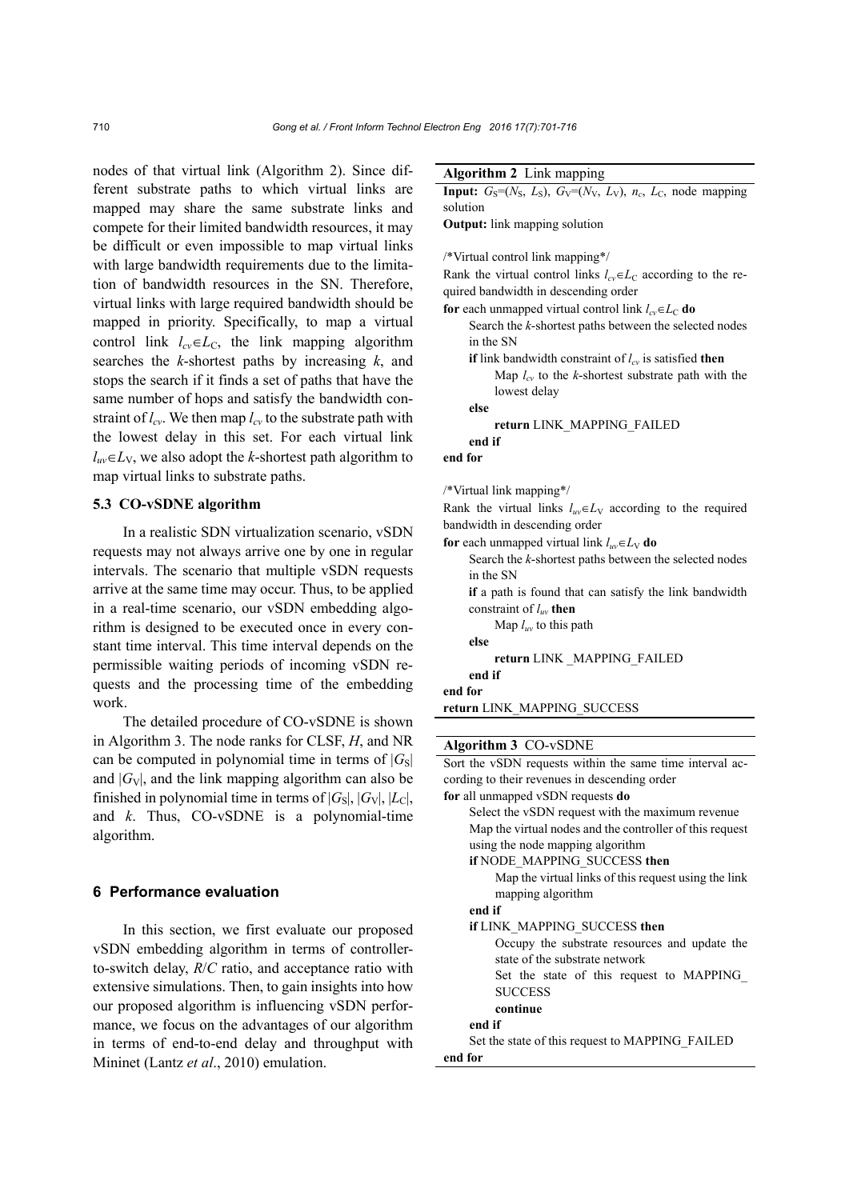nodes of that virtual link (Algorithm 2). Since different substrate paths to which virtual links are mapped may share the same substrate links and compete for their limited bandwidth resources, it may be difficult or even impossible to map virtual links with large bandwidth requirements due to the limitation of bandwidth resources in the SN. Therefore, virtual links with large required bandwidth should be mapped in priority. Specifically, to map a virtual control link $l_{cv}\in L_C$, the link mapping algorithm searches the $k$-shortest paths by increasing $k$, and stops the search if it finds a set of paths that have the same number of hops and satisfy the bandwidth constraint of $l_{cv}$. We then map $l_{cv}$ to the substrate path with the lowest delay in this set. For each virtual link $l_{uv}\in L_V$, we also adopt the $k$-shortest path algorithm to map virtual links to substrate paths.

### 5.3 CO-vSDNE algorithm

In a realistic SDN virtualization scenario, vSDN requests may not always arrive one by one in regular intervals. The scenario that multiple vSDN requests arrive at the same time may occur. Thus, to be applied in a real-time scenario, our vSDN embedding algorithm is designed to be executed once in every constant time interval. This time interval depends on the permissible waiting periods of incoming vSDN requests and the processing time of the embedding work.

The detailed procedure of CO-vSDNE is shown in Algorithm 3. The node ranks for CLSF, $H$, and NR can be computed in polynomial time in terms of $|G_S|$ and $|G_V|$, and the link mapping algorithm can also be finished in polynomial time in terms of $|G_S|$, $|G_V|$, $|L_C|$, and $k$. Thus, CO-vSDNE is a polynomial-time algorithm.

## 6 Performance evaluation

In this section, we first evaluate our proposed vSDN embedding algorithm in terms of controller-to-switch delay, $R/C$ ratio, and acceptance ratio with extensive simulations. Then, to gain insights into how our proposed algorithm is influencing vSDN performance, we focus on the advantages of our algorithm in terms of end-to-end delay and throughput with Mininet (Lantz *et al*., 2010) emulation.

**Algorithm 2** Link mapping

**Input:** $G_S=(N_S, L_S)$, $G_V=(N_V, L_V)$, $n_c$, $L_C$, node mapping solution
**Output:** link mapping solution

```
/*Virtual control link mapping*/
Rank the virtual control links l_cv∈L_C according to the required bandwidth in descending order
for each unmapped virtual control link l_cv∈L_C do
    Search the k-shortest paths between the selected nodes in the SN
    if link bandwidth constraint of l_cv is satisfied then
        Map l_cv to the k-shortest substrate path with the lowest delay
    else
        return LINK_MAPPING_FAILED
    end if
end for

/*Virtual link mapping*/
Rank the virtual links l_uv∈L_V according to the required bandwidth in descending order
for each unmapped virtual link l_uv∈L_V do
    Search the k-shortest paths between the selected nodes in the SN
    if a path is found that can satisfy the link bandwidth constraint of l_uv then
        Map l_uv to this path
    else
        return LINK _MAPPING_FAILED
    end if
end for
return LINK_MAPPING_SUCCESS
```

**Algorithm 3** CO-vSDNE

```
Sort the vSDN requests within the same time interval according to their revenues in descending order
for all unmapped vSDN requests do
    Select the vSDN request with the maximum revenue
    Map the virtual nodes and the controller of this request using the node mapping algorithm
    if NODE_MAPPING_SUCCESS then
        Map the virtual links of this request using the link mapping algorithm
    end if
    if LINK_MAPPING_SUCCESS then
        Occupy the substrate resources and update the state of the substrate network
        Set the state of this request to MAPPING_SUCCESS
        continue
    end if
    Set the state of this request to MAPPING_FAILED
end for
```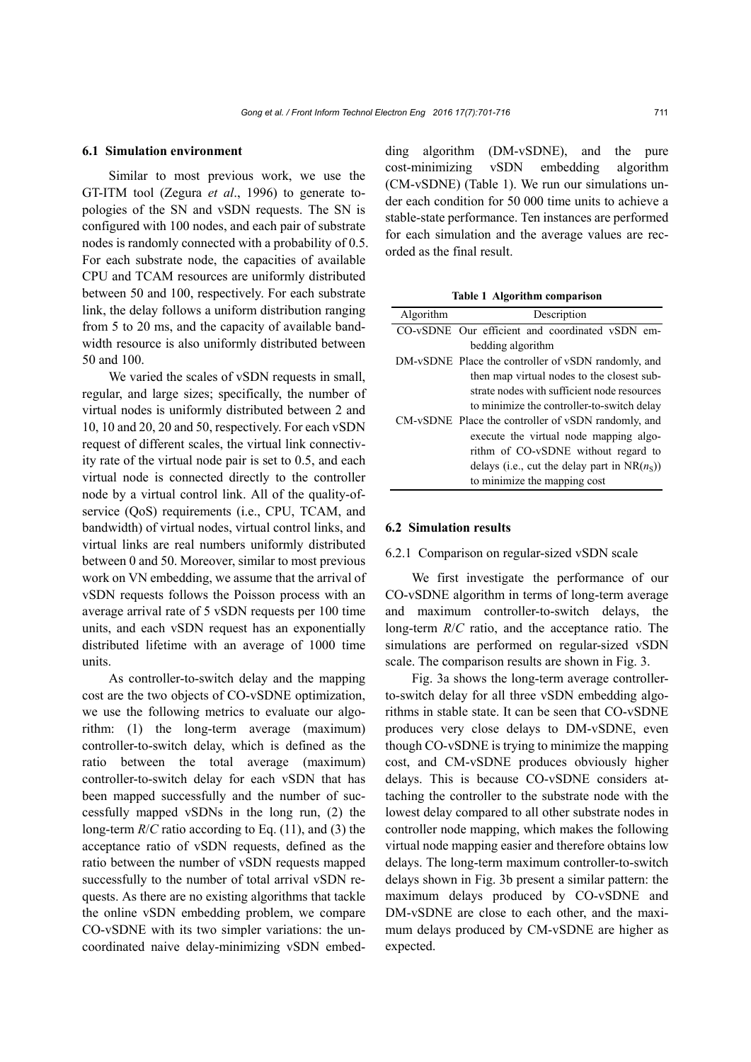### 6.1 Simulation environment

Similar to most previous work, we use the GT-ITM tool (Zegura *et al*., 1996) to generate topologies of the SN and vSDN requests. The SN is configured with 100 nodes, and each pair of substrate nodes is randomly connected with a probability of 0.5. For each substrate node, the capacities of available CPU and TCAM resources are uniformly distributed between 50 and 100, respectively. For each substrate link, the delay follows a uniform distribution ranging from 5 to 20 ms, and the capacity of available bandwidth resource is also uniformly distributed between 50 and 100.

We varied the scales of vSDN requests in small, regular, and large sizes; specifically, the number of virtual nodes is uniformly distributed between 2 and 10, 10 and 20, 20 and 50, respectively. For each vSDN request of different scales, the virtual link connectivity rate of the virtual node pair is set to 0.5, and each virtual node is connected directly to the controller node by a virtual control link. All of the quality-of-service (QoS) requirements (i.e., CPU, TCAM, and bandwidth) of virtual nodes, virtual control links, and virtual links are real numbers uniformly distributed between 0 and 50. Moreover, similar to most previous work on VN embedding, we assume that the arrival of vSDN requests follows the Poisson process with an average arrival rate of 5 vSDN requests per 100 time units, and each vSDN request has an exponentially distributed lifetime with an average of 1000 time units.

As controller-to-switch delay and the mapping cost are the two objects of CO-vSDNE optimization, we use the following metrics to evaluate our algorithm: (1) the long-term average (maximum) controller-to-switch delay, which is defined as the ratio between the total average (maximum) controller-to-switch delay for each vSDN that has been mapped successfully and the number of successfully mapped vSDNs in the long run, (2) the long-term $R/C$ ratio according to Eq. (11), and (3) the acceptance ratio of vSDN requests, defined as the ratio between the number of vSDN requests mapped successfully to the number of total arrival vSDN requests. As there are no existing algorithms that tackle the online vSDN embedding problem, we compare CO-vSDNE with its two simpler variations: the uncoordinated naive delay-minimizing vSDN embedding algorithm (DM-vSDNE), and the pure cost-minimizing vSDN embedding algorithm (CM-vSDNE) (Table 1). We run our simulations under each condition for 50 000 time units to achieve a stable-state performance. Ten instances are performed for each simulation and the average values are recorded as the final result.

**Table 1 Algorithm comparison**

| Algorithm | Description |
|---|---|
| CO-vSDNE | Our efficient and coordinated vSDN embedding algorithm |
| DM-vSDNE | Place the controller of vSDN randomly, and then map virtual nodes to the closest substrate nodes with sufficient node resources to minimize the controller-to-switch delay |
| CM-vSDNE | Place the controller of vSDN randomly, and execute the virtual node mapping algorithm of CO-vSDNE without regard to delays (i.e., cut the delay part in $\text{NR}(n_\text{S})$) to minimize the mapping cost |

### 6.2 Simulation results

#### 6.2.1 Comparison on regular-sized vSDN scale

We first investigate the performance of our CO-vSDNE algorithm in terms of long-term average and maximum controller-to-switch delays, the long-term $R/C$ ratio, and the acceptance ratio. The simulations are performed on regular-sized vSDN scale. The comparison results are shown in Fig. 3.

Fig. 3a shows the long-term average controller-to-switch delay for all three vSDN embedding algorithms in stable state. It can be seen that CO-vSDNE produces very close delays to DM-vSDNE, even though CO-vSDNE is trying to minimize the mapping cost, and CM-vSDNE produces obviously higher delays. This is because CO-vSDNE considers attaching the controller to the substrate node with the lowest delay compared to all other substrate nodes in controller node mapping, which makes the following virtual node mapping easier and therefore obtains low delays. The long-term maximum controller-to-switch delays shown in Fig. 3b present a similar pattern: the maximum delays produced by CO-vSDNE and DM-vSDNE are close to each other, and the maximum delays produced by CM-vSDNE are higher as expected.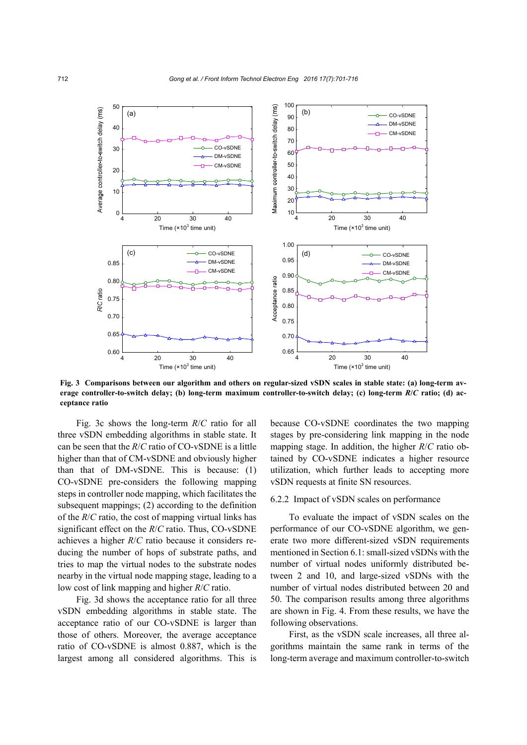Fig. 3 Comparisons between our algorithm and others on regular-sized vSDN scales in stable state: (a) long-term average controller-to-switch delay; (b) long-term maximum controller-to-switch delay; (c) long-term *R*/*C* ratio; (d) acceptance ratio

Fig. 3c shows the long-term *R*/*C* ratio for all three vSDN embedding algorithms in stable state. It can be seen that the *R*/*C* ratio of CO-vSDNE is a little higher than that of CM-vSDNE and obviously higher than that of DM-vSDNE. This is because: (1) CO-vSDNE pre-considers the following mapping steps in controller node mapping, which facilitates the subsequent mappings; (2) according to the definition of the *R*/*C* ratio, the cost of mapping virtual links has significant effect on the *R*/*C* ratio. Thus, CO-vSDNE achieves a higher *R*/*C* ratio because it considers reducing the number of hops of substrate paths, and tries to map the virtual nodes to the substrate nodes nearby in the virtual node mapping stage, leading to a low cost of link mapping and higher *R*/*C* ratio.

Fig. 3d shows the acceptance ratio for all three vSDN embedding algorithms in stable state. The acceptance ratio of our CO-vSDNE is larger than those of others. Moreover, the average acceptance ratio of CO-vSDNE is almost 0.887, which is the largest among all considered algorithms. This is because CO-vSDNE coordinates the two mapping stages by pre-considering link mapping in the node mapping stage. In addition, the higher *R*/*C* ratio obtained by CO-vSDNE indicates a higher resource utilization, which further leads to accepting more vSDN requests at finite SN resources.

### 6.2.2 Impact of vSDN scales on performance

To evaluate the impact of vSDN scales on the performance of our CO-vSDNE algorithm, we generate two more different-sized vSDN requirements mentioned in Section 6.1: small-sized vSDNs with the number of virtual nodes uniformly distributed between 2 and 10, and large-sized vSDNs with the number of virtual nodes distributed between 20 and 50. The comparison results among three algorithms are shown in Fig. 4. From these results, we have the following observations.

First, as the vSDN scale increases, all three algorithms maintain the same rank in terms of the long-term average and maximum controller-to-switch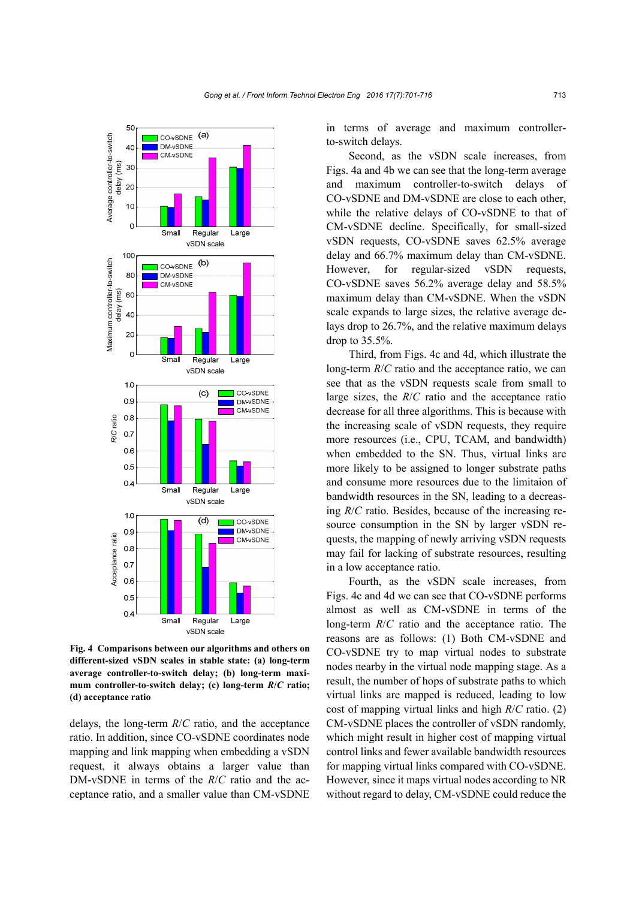Fig. 4 Comparisons between our algorithms and others on different-sized vSDN scales in stable state: (a) long-term average controller-to-switch delay; (b) long-term maximum controller-to-switch delay; (c) long-term *R*/*C* ratio; (d) acceptance ratio

delays, the long-term *R*/*C* ratio, and the acceptance ratio. In addition, since CO-vSDNE coordinates node mapping and link mapping when embedding a vSDN request, it always obtains a larger value than DM-vSDNE in terms of the *R*/*C* ratio and the acceptance ratio, and a smaller value than CM-vSDNE in terms of average and maximum controller-to-switch delays.

Second, as the vSDN scale increases, from Figs. 4a and 4b we can see that the long-term average and maximum controller-to-switch delays of CO-vSDNE and DM-vSDNE are close to each other, while the relative delays of CO-vSDNE to that of CM-vSDNE decline. Specifically, for small-sized vSDN requests, CO-vSDNE saves 62.5% average delay and 66.7% maximum delay than CM-vSDNE. However, for regular-sized vSDN requests, CO-vSDNE saves 56.2% average delay and 58.5% maximum delay than CM-vSDNE. When the vSDN scale expands to large sizes, the relative average delays drop to 26.7%, and the relative maximum delays drop to 35.5%.

Third, from Figs. 4c and 4d, which illustrate the long-term *R*/*C* ratio and the acceptance ratio, we can see that as the vSDN requests scale from small to large sizes, the *R*/*C* ratio and the acceptance ratio decrease for all three algorithms. This is because with the increasing scale of vSDN requests, they require more resources (i.e., CPU, TCAM, and bandwidth) when embedded to the SN. Thus, virtual links are more likely to be assigned to longer substrate paths and consume more resources due to the limitaion of bandwidth resources in the SN, leading to a decreasing *R*/*C* ratio. Besides, because of the increasing resource consumption in the SN by larger vSDN requests, the mapping of newly arriving vSDN requests may fail for lacking of substrate resources, resulting in a low acceptance ratio.

Fourth, as the vSDN scale increases, from Figs. 4c and 4d we can see that CO-vSDNE performs almost as well as CM-vSDNE in terms of the long-term *R*/*C* ratio and the acceptance ratio. The reasons are as follows: (1) Both CM-vSDNE and CO-vSDNE try to map virtual nodes to substrate nodes nearby in the virtual node mapping stage. As a result, the number of hops of substrate paths to which virtual links are mapped is reduced, leading to low cost of mapping virtual links and high *R*/*C* ratio. (2) CM-vSDNE places the controller of vSDN randomly, which might result in higher cost of mapping virtual control links and fewer available bandwidth resources for mapping virtual links compared with CO-vSDNE. However, since it maps virtual nodes according to NR without regard to delay, CM-vSDNE could reduce the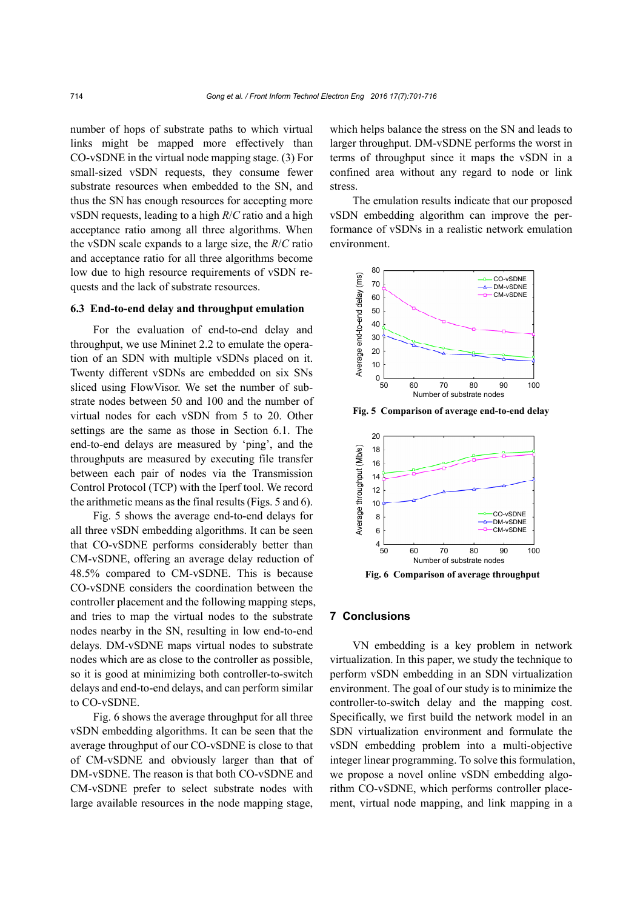number of hops of substrate paths to which virtual links might be mapped more effectively than CO-vSDNE in the virtual node mapping stage. (3) For small-sized vSDN requests, they consume fewer substrate resources when embedded to the SN, and thus the SN has enough resources for accepting more vSDN requests, leading to a high $R/C$ ratio and a high acceptance ratio among all three algorithms. When the vSDN scale expands to a large size, the $R/C$ ratio and acceptance ratio for all three algorithms become low due to high resource requirements of vSDN requests and the lack of substrate resources.

### 6.3 End-to-end delay and throughput emulation

For the evaluation of end-to-end delay and throughput, we use Mininet 2.2 to emulate the operation of an SDN with multiple vSDNs placed on it. Twenty different vSDNs are embedded on six SNs sliced using FlowVisor. We set the number of substrate nodes between 50 and 100 and the number of virtual nodes for each vSDN from 5 to 20. Other settings are the same as those in Section 6.1. The end-to-end delays are measured by 'ping', and the throughputs are measured by executing file transfer between each pair of nodes via the Transmission Control Protocol (TCP) with the Iperf tool. We record the arithmetic means as the final results (Figs. 5 and 6).

Fig. 5 shows the average end-to-end delays for all three vSDN embedding algorithms. It can be seen that CO-vSDNE performs considerably better than CM-vSDNE, offering an average delay reduction of 48.5% compared to CM-vSDNE. This is because CO-vSDNE considers the coordination between the controller placement and the following mapping steps, and tries to map the virtual nodes to the substrate nodes nearby in the SN, resulting in low end-to-end delays. DM-vSDNE maps virtual nodes to substrate nodes which are as close to the controller as possible, so it is good at minimizing both controller-to-switch delays and end-to-end delays, and can perform similar to CO-vSDNE.

Fig. 6 shows the average throughput for all three vSDN embedding algorithms. It can be seen that the average throughput of our CO-vSDNE is close to that of CM-vSDNE and obviously larger than that of DM-vSDNE. The reason is that both CO-vSDNE and CM-vSDNE prefer to select substrate nodes with large available resources in the node mapping stage, which helps balance the stress on the SN and leads to larger throughput. DM-vSDNE performs the worst in terms of throughput since it maps the vSDN in a confined area without any regard to node or link stress.

The emulation results indicate that our proposed vSDN embedding algorithm can improve the performance of vSDNs in a realistic network emulation environment.

**Fig. 5 Comparison of average end-to-end delay**

**Fig. 6 Comparison of average throughput**

## 7 Conclusions

VN embedding is a key problem in network virtualization. In this paper, we study the technique to perform vSDN embedding in an SDN virtualization environment. The goal of our study is to minimize the controller-to-switch delay and the mapping cost. Specifically, we first build the network model in an SDN virtualization environment and formulate the vSDN embedding problem into a multi-objective integer linear programming. To solve this formulation, we propose a novel online vSDN embedding algorithm CO-vSDNE, which performs controller placement, virtual node mapping, and link mapping in a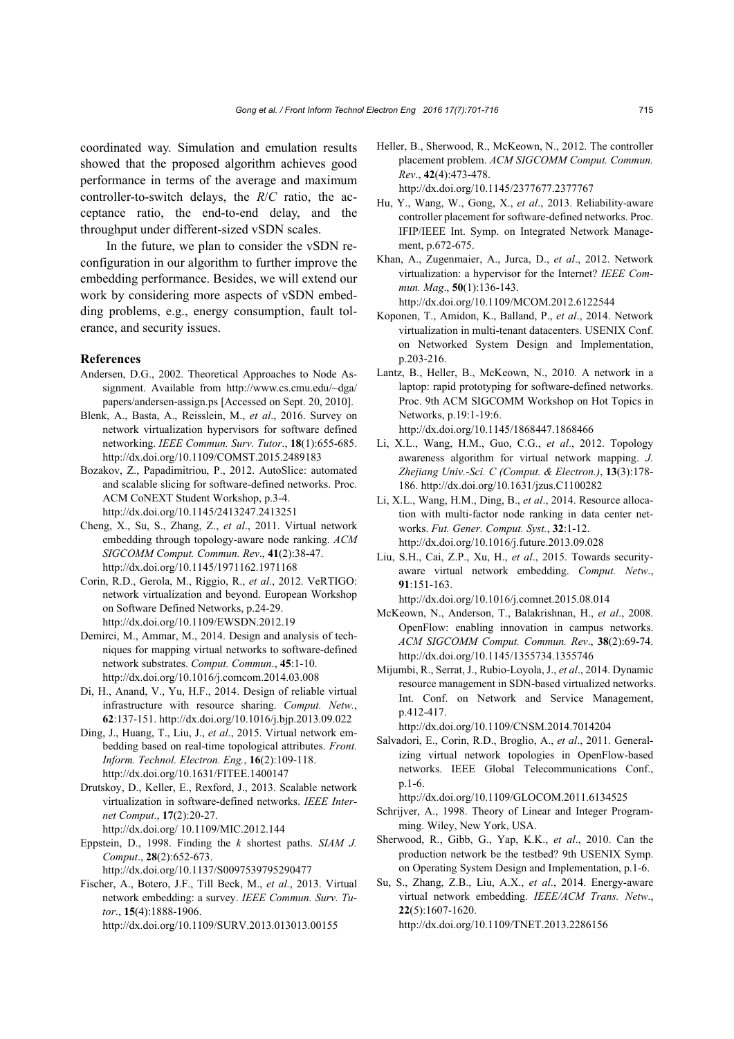coordinated way. Simulation and emulation results showed that the proposed algorithm achieves good performance in terms of the average and maximum controller-to-switch delays, the $R/C$ ratio, the acceptance ratio, the end-to-end delay, and the throughput under different-sized vSDN scales.

In the future, we plan to consider the vSDN reconfiguration in our algorithm to further improve the embedding performance. Besides, we will extend our work by considering more aspects of vSDN embedding problems, e.g., energy consumption, fault tolerance, and security issues.

## References

Andersen, D.G., 2002. Theoretical Approaches to Node Assignment. Available from http://www.cs.cmu.edu/~dga/papers/andersen-assign.ps [Accessed on Sept. 20, 2010].

Blenk, A., Basta, A., Reisslein, M., *et al*., 2016. Survey on network virtualization hypervisors for software defined networking. *IEEE Commun. Surv. Tutor*., **18**(1):655-685. http://dx.doi.org/10.1109/COMST.2015.2489183

Bozakov, Z., Papadimitriou, P., 2012. AutoSlice: automated and scalable slicing for software-defined networks. Proc. ACM CoNEXT Student Workshop, p.3-4. http://dx.doi.org/10.1145/2413247.2413251

Cheng, X., Su, S., Zhang, Z., *et al*., 2011. Virtual network embedding through topology-aware node ranking. *ACM SIGCOMM Comput. Commun. Rev*., **41**(2):38-47. http://dx.doi.org/10.1145/1971162.1971168

Corin, R.D., Gerola, M., Riggio, R., *et al.*, 2012. VeRTIGO: network virtualization and beyond. European Workshop on Software Defined Networks, p.24-29. http://dx.doi.org/10.1109/EWSDN.2012.19

Demirci, M., Ammar, M., 2014. Design and analysis of techniques for mapping virtual networks to software-defined network substrates. *Comput. Commun*., **45**:1-10. http://dx.doi.org/10.1016/j.comcom.2014.03.008

Di, H., Anand, V., Yu, H.F., 2014. Design of reliable virtual infrastructure with resource sharing. *Comput. Netw.*, **62**:137-151. http://dx.doi.org/10.1016/j.bjp.2013.09.022

Ding, J., Huang, T., Liu, J., *et al*., 2015. Virtual network embedding based on real-time topological attributes. *Front. Inform. Technol. Electron. Eng.*, **16**(2):109-118. http://dx.doi.org/10.1631/FITEE.1400147

Drutskoy, D., Keller, E., Rexford, J., 2013. Scalable network virtualization in software-defined networks. *IEEE Internet Comput*., **17**(2):20-27. http://dx.doi.org/ 10.1109/MIC.2012.144

Eppstein, D., 1998. Finding the *k* shortest paths. *SIAM J. Comput*., **28**(2):652-673. http://dx.doi.org/10.1137/S0097539795290477

Fischer, A., Botero, J.F., Till Beck, M., *et al.*, 2013. Virtual network embedding: a survey. *IEEE Commun. Surv. Tutor*., **15**(4):1888-1906. http://dx.doi.org/10.1109/SURV.2013.013013.00155

Heller, B., Sherwood, R., McKeown, N., 2012. The controller placement problem. *ACM SIGCOMM Comput. Commun. Rev*., **42**(4):473-478. http://dx.doi.org/10.1145/2377677.2377767

Hu, Y., Wang, W., Gong, X., *et al*., 2013. Reliability-aware controller placement for software-defined networks. Proc. IFIP/IEEE Int. Symp. on Integrated Network Management, p.672-675.

Khan, A., Zugenmaier, A., Jurca, D., *et al*., 2012. Network virtualization: a hypervisor for the Internet? *IEEE Commun. Mag*., **50**(1):136-143. http://dx.doi.org/10.1109/MCOM.2012.6122544

Koponen, T., Amidon, K., Balland, P., *et al*., 2014. Network virtualization in multi-tenant datacenters. USENIX Conf. on Networked System Design and Implementation, p.203-216.

Lantz, B., Heller, B., McKeown, N., 2010. A network in a laptop: rapid prototyping for software-defined networks. Proc. 9th ACM SIGCOMM Workshop on Hot Topics in Networks, p.19:1-19:6. http://dx.doi.org/10.1145/1868447.1868466

Li, X.L., Wang, H.M., Guo, C.G., *et al*., 2012. Topology awareness algorithm for virtual network mapping. *J. Zhejiang Univ.-Sci. C (Comput. & Electron.)*, **13**(3):178-186. http://dx.doi.org/10.1631/jzus.C1100282

Li, X.L., Wang, H.M., Ding, B., *et al*., 2014. Resource allocation with multi-factor node ranking in data center networks. *Fut. Gener. Comput. Syst.*, **32**:1-12. http://dx.doi.org/10.1016/j.future.2013.09.028

Liu, S.H., Cai, Z.P., Xu, H., *et al*., 2015. Towards security-aware virtual network embedding. *Comput. Netw*., **91**:151-163. http://dx.doi.org/10.1016/j.comnet.2015.08.014

McKeown, N., Anderson, T., Balakrishnan, H., *et al*., 2008. OpenFlow: enabling innovation in campus networks. *ACM SIGCOMM Comput. Commun. Rev*., **38**(2):69-74. http://dx.doi.org/10.1145/1355734.1355746

Mijumbi, R., Serrat, J., Rubio-Loyola, J., *et al*., 2014. Dynamic resource management in SDN-based virtualized networks. Int. Conf. on Network and Service Management, p.412-417. http://dx.doi.org/10.1109/CNSM.2014.7014204

Salvadori, E., Corin, R.D., Broglio, A., *et al*., 2011. Generalizing virtual network topologies in OpenFlow-based networks. IEEE Global Telecommunications Conf., p.1-6. http://dx.doi.org/10.1109/GLOCOM.2011.6134525

Schrijver, A., 1998. Theory of Linear and Integer Programming. Wiley, New York, USA.

Sherwood, R., Gibb, G., Yap, K.K., *et al*., 2010. Can the production network be the testbed? 9th USENIX Symp. on Operating System Design and Implementation, p.1-6.

Su, S., Zhang, Z.B., Liu, A.X., *et al*., 2014. Energy-aware virtual network embedding. *IEEE/ACM Trans. Netw*., **22**(5):1607-1620. http://dx.doi.org/10.1109/TNET.2013.2286156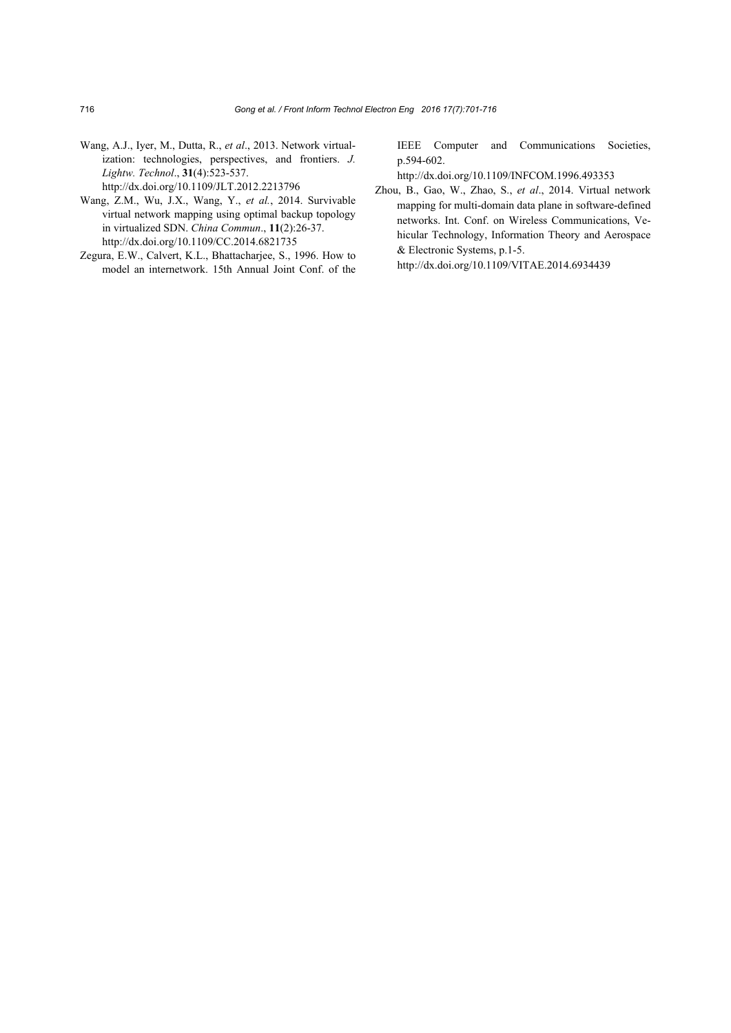Wang, A.J., Iyer, M., Dutta, R., *et al*., 2013. Network virtualization: technologies, perspectives, and frontiers. *J. Lightw. Technol*., **31**(4):523-537. http://dx.doi.org/10.1109/JLT.2012.2213796

Wang, Z.M., Wu, J.X., Wang, Y., *et al.*, 2014. Survivable virtual network mapping using optimal backup topology in virtualized SDN. *China Commun*., **11**(2):26-37. http://dx.doi.org/10.1109/CC.2014.6821735

Zegura, E.W., Calvert, K.L., Bhattacharjee, S., 1996. How to model an internetwork. 15th Annual Joint Conf. of the IEEE Computer and Communications Societies, p.594-602. http://dx.doi.org/10.1109/INFCOM.1996.493353

Zhou, B., Gao, W., Zhao, S., *et al*., 2014. Virtual network mapping for multi-domain data plane in software-defined networks. Int. Conf. on Wireless Communications, Vehicular Technology, Information Theory and Aerospace & Electronic Systems, p.1-5. http://dx.doi.org/10.1109/VITAE.2014.6934439